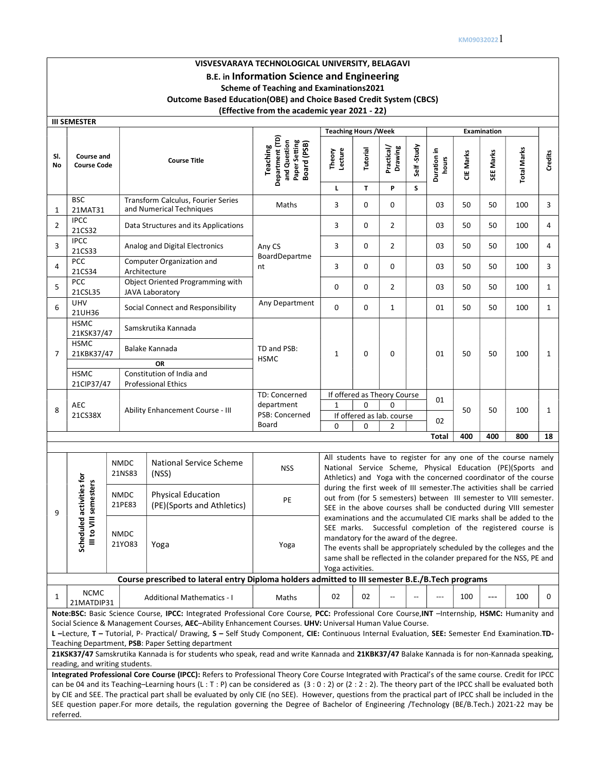# VISVESVARAYA TECHNOLOGICAL UNIVERSITY, BELAGAVI

## B.E. in Information Science and Engineering

### Scheme of Teaching and Examinations2021

### Outcome Based Education(OBE) and Choice Based Credit System (CBCS)

### (Effective from the academic year 2021 - 22)

**III SEMESTER**

| Sl. No | Course and Course Code | Course Title | Teaching Department (TD) and Question Paper Setting Board (PSB) | Teaching Hours /Week | | | | Examination | | | | Credits |
|---|---|---|---|---|---|---|---|---|---|---|---|---|
| | | | | Theory Lecture | Tutorial | Practical/ Drawing | Self -Study | Duration in hours | CIE Marks | SEE Marks | Total Marks | |
| | | | | L | T | P | S | | | | | |
| 1 | BSC 21MAT31 | Transform Calculus, Fourier Series and Numerical Techniques | Maths | 3 | 0 | 0 | | 03 | 50 | 50 | 100 | 3 |
| 2 | IPCC 21CS32 | Data Structures and its Applications | Any CS BoardDepartment | 3 | 0 | 2 | | 03 | 50 | 50 | 100 | 4 |
| 3 | IPCC 21CS33 | Analog and Digital Electronics | Any CS BoardDepartment | 3 | 0 | 2 | | 03 | 50 | 50 | 100 | 4 |
| 4 | PCC 21CS34 | Computer Organization and Architecture | Any CS BoardDepartment | 3 | 0 | 0 | | 03 | 50 | 50 | 100 | 3 |
| 5 | PCC 21CSL35 | Object Oriented Programming with JAVA Laboratory | Any CS BoardDepartment | 0 | 0 | 2 | | 03 | 50 | 50 | 100 | 1 |
| 6 | UHV 21UH36 | Social Connect and Responsibility | Any Department | 0 | 0 | 1 | | 01 | 50 | 50 | 100 | 1 |
| 7 | HSMC 21KSK37/47 | Samskrutika Kannada | TD and PSB: HSMC | 1 | 0 | 0 | | 01 | 50 | 50 | 100 | 1 |
| | HSMC 21KBK37/47 | Balake Kannada | | | | | | | | | | |
| | | OR | | | | | | | | | | |
| | HSMC 21CIP37/47 | Constitution of India and Professional Ethics | | | | | | | | | | |
| 8 | AEC 21CS38X | Ability Enhancement Course - III | TD: Concerned department PSB: Concerned Board | If offered as Theory Course: 1 | 0 | 0 | | 01 | 50 | 50 | 100 | 1 |
| | | | | If offered as lab. course: 0 | 0 | 2 | | 02 | | | | |
| | | | | | | | | **Total** | **400** | **400** | **800** | **18** |

| Sl. No | | Course Code | Course Title | TD/PSB | Details |
|---|---|---|---|---|---|
| 9 | Scheduled activities for III to VIII semesters | NMDC 21NS83 | National Service Scheme (NSS) | NSS | All students have to register for any one of the course namely National Service Scheme, Physical Education (PE)(Sports and Athletics) and Yoga with the concerned coordinator of the course during the first week of III semester.The activities shall be carried out from (for 5 semesters) between III semester to VIII semester. SEE in the above courses shall be conducted during VIII semester examinations and the accumulated CIE marks shall be added to the SEE marks. Successful completion of the registered course is mandatory for the award of the degree. The events shall be appropriately scheduled by the colleges and the same shall be reflected in the colander prepared for the NSS, PE and Yoga activities. |
| | | NMDC 21PE83 | Physical Education (PE)(Sports and Athletics) | PE | |
| | | NMDC 21YO83 | Yoga | Yoga | |

**Course prescribed to lateral entry Diploma holders admitted to III semester B.E./B.Tech programs**

| Sl. No | Course and Course Code | Course Title | TD/PSB | L | T | P | S | Duration in hours | CIE Marks | SEE Marks | Total Marks | Credits |
|---|---|---|---|---|---|---|---|---|---|---|---|---|
| 1 | NCMC 21MATDIP31 | Additional Mathematics - I | Maths | 02 | 02 | -- | -- | --- | 100 | --- | 100 | 0 |

**Note:BSC:** Basic Science Course, **IPCC:** Integrated Professional Core Course, **PCC:** Professional Core Course,**INT** –Internship, **HSMC:** Humanity and Social Science & Management Courses, **AEC**–Ability Enhancement Courses. **UHV:** Universal Human Value Course.

**L** –Lecture, **T –** Tutorial, P- Practical/ Drawing, **S –** Self Study Component, **CIE:** Continuous Internal Evaluation, **SEE:** Semester End Examination.**TD-** Teaching Department, **PSB**: Paper Setting department

**21KSK37/47** Samskrutika Kannada is for students who speak, read and write Kannada and **21KBK37/47** Balake Kannada is for non-Kannada speaking, reading, and writing students.

**Integrated Professional Core Course (IPCC):** Refers to Professional Theory Core Course Integrated with Practical's of the same course. Credit for IPCC can be 04 and its Teaching–Learning hours (L : T : P) can be considered as (3 : 0 : 2) or (2 : 2 : 2). The theory part of the IPCC shall be evaluated both by CIE and SEE. The practical part shall be evaluated by only CIE (no SEE). However, questions from the practical part of IPCC shall be included in the SEE question paper.For more details, the regulation governing the Degree of Bachelor of Engineering /Technology (BE/B.Tech.) 2021-22 may be referred.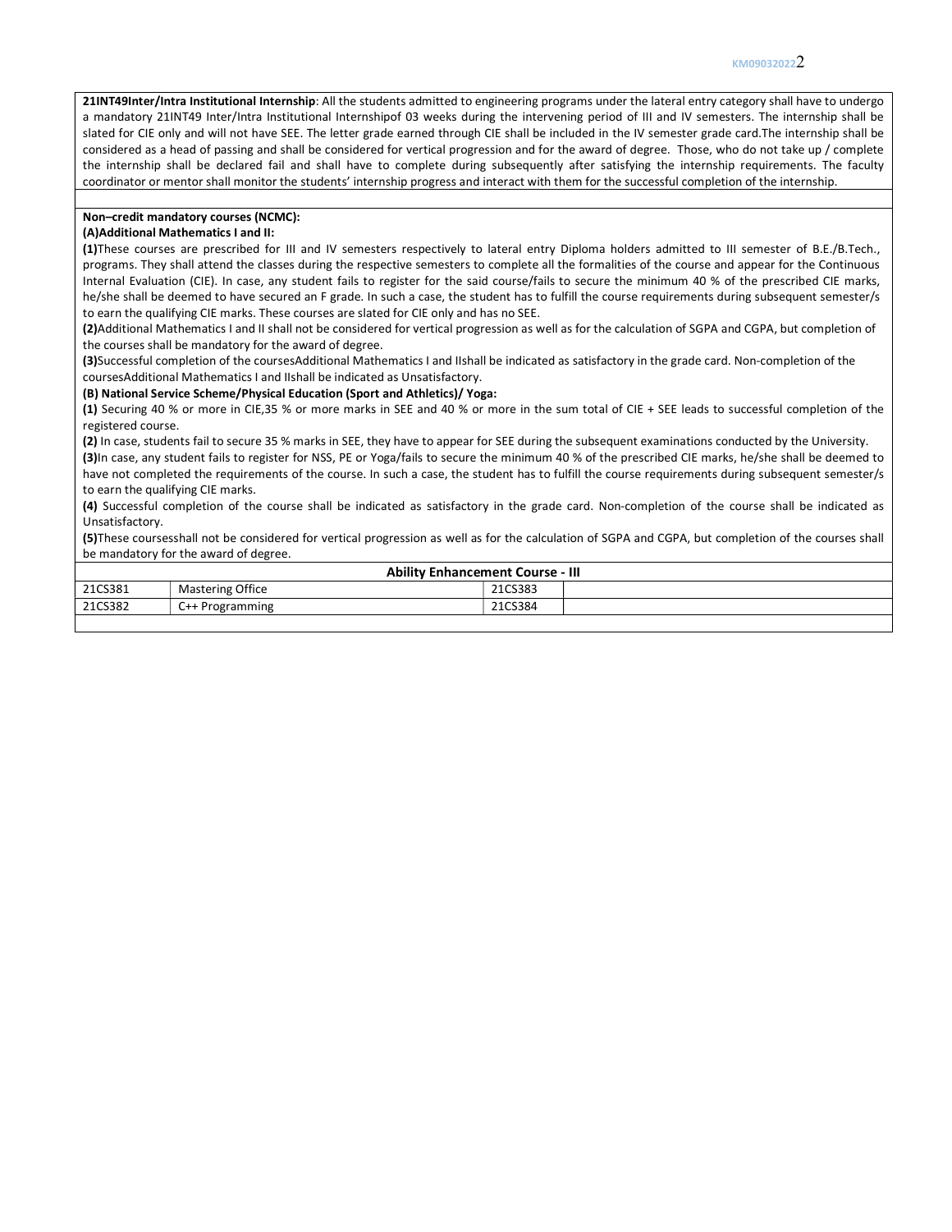**21INT49Inter/Intra Institutional Internship**: All the students admitted to engineering programs under the lateral entry category shall have to undergo a mandatory 21INT49 Inter/Intra Institutional Internshipof 03 weeks during the intervening period of III and IV semesters. The internship shall be slated for CIE only and will not have SEE. The letter grade earned through CIE shall be included in the IV semester grade card.The internship shall be considered as a head of passing and shall be considered for vertical progression and for the award of degree. Those, who do not take up / complete the internship shall be declared fail and shall have to complete during subsequently after satisfying the internship requirements. The faculty coordinator or mentor shall monitor the students' internship progress and interact with them for the successful completion of the internship.

**Non–credit mandatory courses (NCMC):**

**(A)Additional Mathematics I and II:**

**(1)**These courses are prescribed for III and IV semesters respectively to lateral entry Diploma holders admitted to III semester of B.E./B.Tech., programs. They shall attend the classes during the respective semesters to complete all the formalities of the course and appear for the Continuous Internal Evaluation (CIE). In case, any student fails to register for the said course/fails to secure the minimum 40 % of the prescribed CIE marks, he/she shall be deemed to have secured an F grade. In such a case, the student has to fulfill the course requirements during subsequent semester/s to earn the qualifying CIE marks. These courses are slated for CIE only and has no SEE.

**(2)**Additional Mathematics I and II shall not be considered for vertical progression as well as for the calculation of SGPA and CGPA, but completion of the courses shall be mandatory for the award of degree.

**(3)**Successful completion of the coursesAdditional Mathematics I and IIshall be indicated as satisfactory in the grade card. Non-completion of the coursesAdditional Mathematics I and IIshall be indicated as Unsatisfactory.

**(B) National Service Scheme/Physical Education (Sport and Athletics)/ Yoga:**

**(1)** Securing 40 % or more in CIE,35 % or more marks in SEE and 40 % or more in the sum total of CIE + SEE leads to successful completion of the registered course.

**(2)** In case, students fail to secure 35 % marks in SEE, they have to appear for SEE during the subsequent examinations conducted by the University.

**(3)**In case, any student fails to register for NSS, PE or Yoga/fails to secure the minimum 40 % of the prescribed CIE marks, he/she shall be deemed to have not completed the requirements of the course. In such a case, the student has to fulfill the course requirements during subsequent semester/s to earn the qualifying CIE marks.

**(4)** Successful completion of the course shall be indicated as satisfactory in the grade card. Non-completion of the course shall be indicated as Unsatisfactory.

**(5)**These coursesshall not be considered for vertical progression as well as for the calculation of SGPA and CGPA, but completion of the courses shall be mandatory for the award of degree.

| **Ability Enhancement Course - III** | | | |
|---|---|---|---|
| 21CS381 | Mastering Office | 21CS383 | |
| 21CS382 | C++ Programming | 21CS384 | |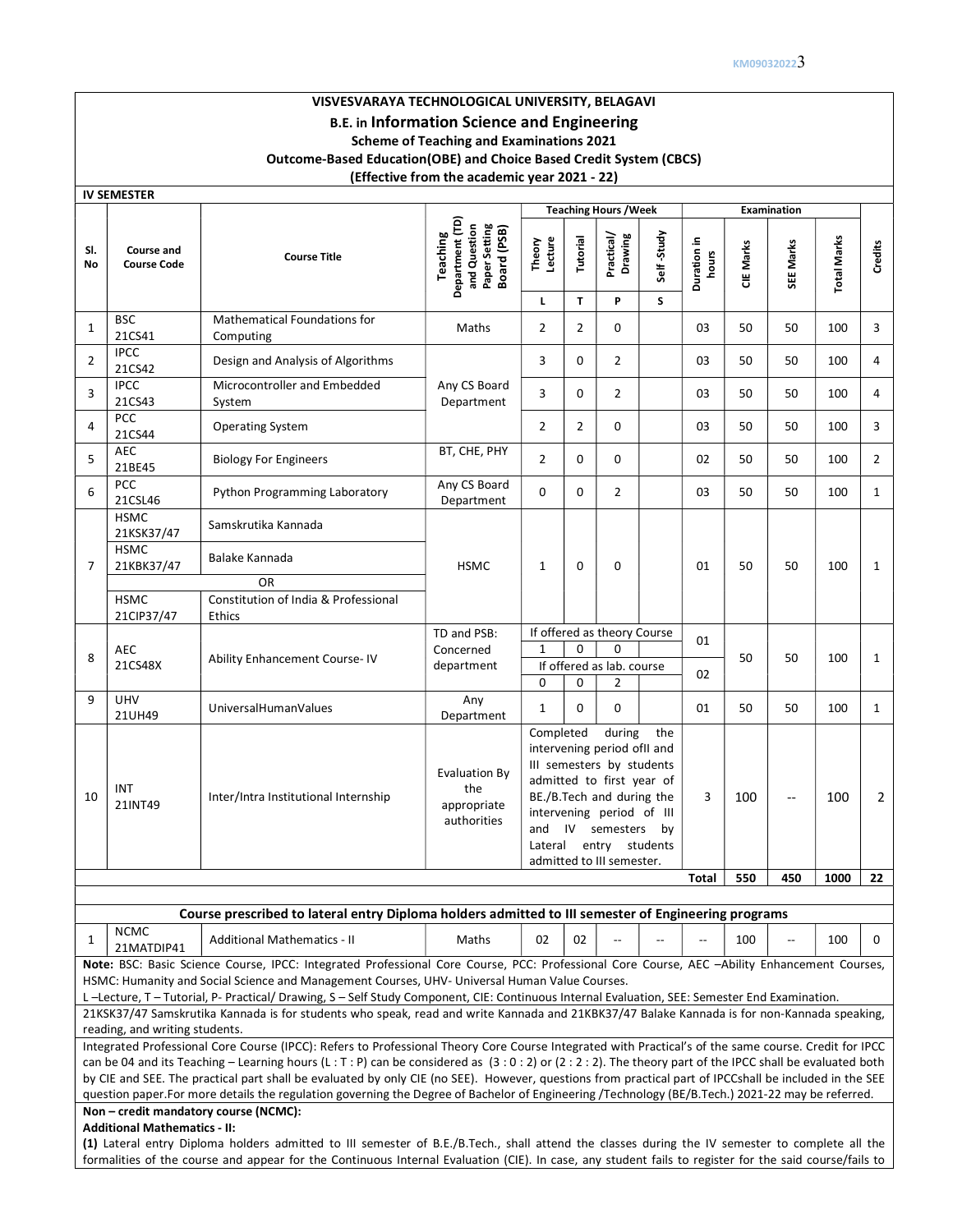# VISVESVARAYA TECHNOLOGICAL UNIVERSITY, BELAGAVI

## B.E. in Information Science and Engineering

### Scheme of Teaching and Examinations 2021

### Outcome-Based Education(OBE) and Choice Based Credit System (CBCS)

### (Effective from the academic year 2021 - 22)

**IV SEMESTER**

| Sl. No | Course and Course Code | Course Title | Teaching Department (TD) and Question Paper Setting Board (PSB) | Teaching Hours /Week | | | | Examination | | | | Credits |
|---|---|---|---|---|---|---|---|---|---|---|---|---|
| | | | | Theory Lecture | Tutorial | Practical/ Drawing | Self -Study | Duration in hours | CIE Marks | SEE Marks | Total Marks | |
| | | | | L | T | P | S | | | | | |
| 1 | BSC 21CS41 | Mathematical Foundations for Computing | Maths | 2 | 2 | 0 | | 03 | 50 | 50 | 100 | 3 |
| 2 | IPCC 21CS42 | Design and Analysis of Algorithms | Any CS Board Department | 3 | 0 | 2 | | 03 | 50 | 50 | 100 | 4 |
| 3 | IPCC 21CS43 | Microcontroller and Embedded System | Any CS Board Department | 3 | 0 | 2 | | 03 | 50 | 50 | 100 | 4 |
| 4 | PCC 21CS44 | Operating System | Any CS Board Department | 2 | 2 | 0 | | 03 | 50 | 50 | 100 | 3 |
| 5 | AEC 21BE45 | Biology For Engineers | BT, CHE, PHY | 2 | 0 | 0 | | 02 | 50 | 50 | 100 | 2 |
| 6 | PCC 21CSL46 | Python Programming Laboratory | Any CS Board Department | 0 | 0 | 2 | | 03 | 50 | 50 | 100 | 1 |
| 7 | HSMC 21KSK37/47 | Samskrutika Kannada | HSMC | 1 | 0 | 0 | | 01 | 50 | 50 | 100 | 1 |
| | HSMC 21KBK37/47 | Balake Kannada | | | | | | | | | | |
| | OR | | | | | | | | | | | |
| | HSMC 21CIP37/47 | Constitution of India & Professional Ethics | | | | | | | | | | |
| 8 | AEC 21CS48X | Ability Enhancement Course- IV | TD and PSB: Concerned department | If offered as theory Course: 1 | 0 | 0 | | 01 | 50 | 50 | 100 | 1 |
| | | | | If offered as lab. course: 0 | 0 | 2 | | 02 | | | | |
| 9 | UHV 21UH49 | UniversalHumanValues | Any Department | 1 | 0 | 0 | | 01 | 50 | 50 | 100 | 1 |
| 10 | INT 21INT49 | Inter/Intra Institutional Internship | Evaluation By the appropriate authorities | Completed during the intervening period ofII and III semesters by students admitted to first year of BE./B.Tech and during the intervening period of III and IV semesters by Lateral entry students admitted to III semester. | | | | 3 | 100 | -- | 100 | 2 |
| | | | | | | | | **Total** | **550** | **450** | **1000** | **22** |

**Course prescribed to lateral entry Diploma holders admitted to III semester of Engineering programs**

| Sl. No | Course and Course Code | Course Title | TD/PSB | L | T | P | S | Duration in hours | CIE Marks | SEE Marks | Total Marks | Credits |
|---|---|---|---|---|---|---|---|---|---|---|---|---|
| 1 | NCMC 21MATDIP41 | Additional Mathematics - II | Maths | 02 | 02 | -- | -- | -- | 100 | -- | 100 | 0 |

**Note:** BSC: Basic Science Course, IPCC: Integrated Professional Core Course, PCC: Professional Core Course, AEC –Ability Enhancement Courses, HSMC: Humanity and Social Science and Management Courses, UHV- Universal Human Value Courses.

L –Lecture, T – Tutorial, P- Practical/ Drawing, S – Self Study Component, CIE: Continuous Internal Evaluation, SEE: Semester End Examination.

21KSK37/47 Samskrutika Kannada is for students who speak, read and write Kannada and 21KBK37/47 Balake Kannada is for non-Kannada speaking, reading, and writing students.

Integrated Professional Core Course (IPCC): Refers to Professional Theory Core Course Integrated with Practical's of the same course. Credit for IPCC can be 04 and its Teaching – Learning hours (L : T : P) can be considered as (3 : 0 : 2) or (2 : 2 : 2). The theory part of the IPCC shall be evaluated both by CIE and SEE. The practical part shall be evaluated by only CIE (no SEE). However, questions from practical part of IPCCshall be included in the SEE question paper.For more details the regulation governing the Degree of Bachelor of Engineering /Technology (BE/B.Tech.) 2021-22 may be referred.

**Non – credit mandatory course (NCMC):**

**Additional Mathematics - II:**

**(1)** Lateral entry Diploma holders admitted to III semester of B.E./B.Tech., shall attend the classes during the IV semester to complete all the formalities of the course and appear for the Continuous Internal Evaluation (CIE). In case, any student fails to register for the said course/fails to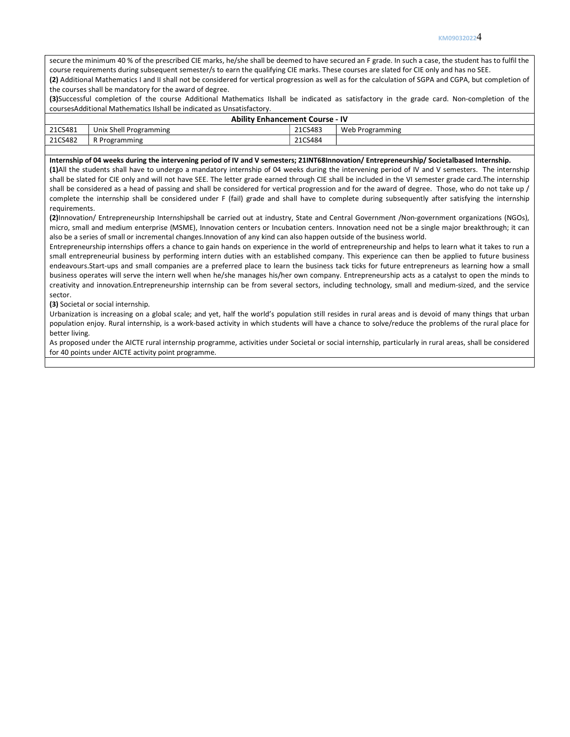secure the minimum 40 % of the prescribed CIE marks, he/she shall be deemed to have secured an F grade. In such a case, the student has to fulfil the course requirements during subsequent semester/s to earn the qualifying CIE marks. These courses are slated for CIE only and has no SEE.

**(2)** Additional Mathematics I and II shall not be considered for vertical progression as well as for the calculation of SGPA and CGPA, but completion of the courses shall be mandatory for the award of degree.

**(3)**Successful completion of the course Additional Mathematics IIshall be indicated as satisfactory in the grade card. Non-completion of the coursesAdditional Mathematics IIshall be indicated as Unsatisfactory.

| **Ability Enhancement Course - IV** | | | |
|---|---|---|---|
| 21CS481 | Unix Shell Programming | 21CS483 | Web Programming |
| 21CS482 | R Programming | 21CS484 | |

**Internship of 04 weeks during the intervening period of IV and V semesters; 21INT68Innovation/ Entrepreneurship/ Societalbased Internship.**

**(1)**All the students shall have to undergo a mandatory internship of 04 weeks during the intervening period of IV and V semesters. The internship shall be slated for CIE only and will not have SEE. The letter grade earned through CIE shall be included in the VI semester grade card.The internship shall be considered as a head of passing and shall be considered for vertical progression and for the award of degree. Those, who do not take up / complete the internship shall be considered under F (fail) grade and shall have to complete during subsequently after satisfying the internship requirements.

**(2)**Innovation/ Entrepreneurship Internshipshall be carried out at industry, State and Central Government /Non-government organizations (NGOs), micro, small and medium enterprise (MSME), Innovation centers or Incubation centers. Innovation need not be a single major breakthrough; it can also be a series of small or incremental changes.Innovation of any kind can also happen outside of the business world.

Entrepreneurship internships offers a chance to gain hands on experience in the world of entrepreneurship and helps to learn what it takes to run a small entrepreneurial business by performing intern duties with an established company. This experience can then be applied to future business endeavours.Start-ups and small companies are a preferred place to learn the business tack ticks for future entrepreneurs as learning how a small business operates will serve the intern well when he/she manages his/her own company. Entrepreneurship acts as a catalyst to open the minds to creativity and innovation.Entrepreneurship internship can be from several sectors, including technology, small and medium-sized, and the service sector.

**(3)** Societal or social internship.

Urbanization is increasing on a global scale; and yet, half the world's population still resides in rural areas and is devoid of many things that urban population enjoy. Rural internship, is a work-based activity in which students will have a chance to solve/reduce the problems of the rural place for better living.

As proposed under the AICTE rural internship programme, activities under Societal or social internship, particularly in rural areas, shall be considered for 40 points under AICTE activity point programme.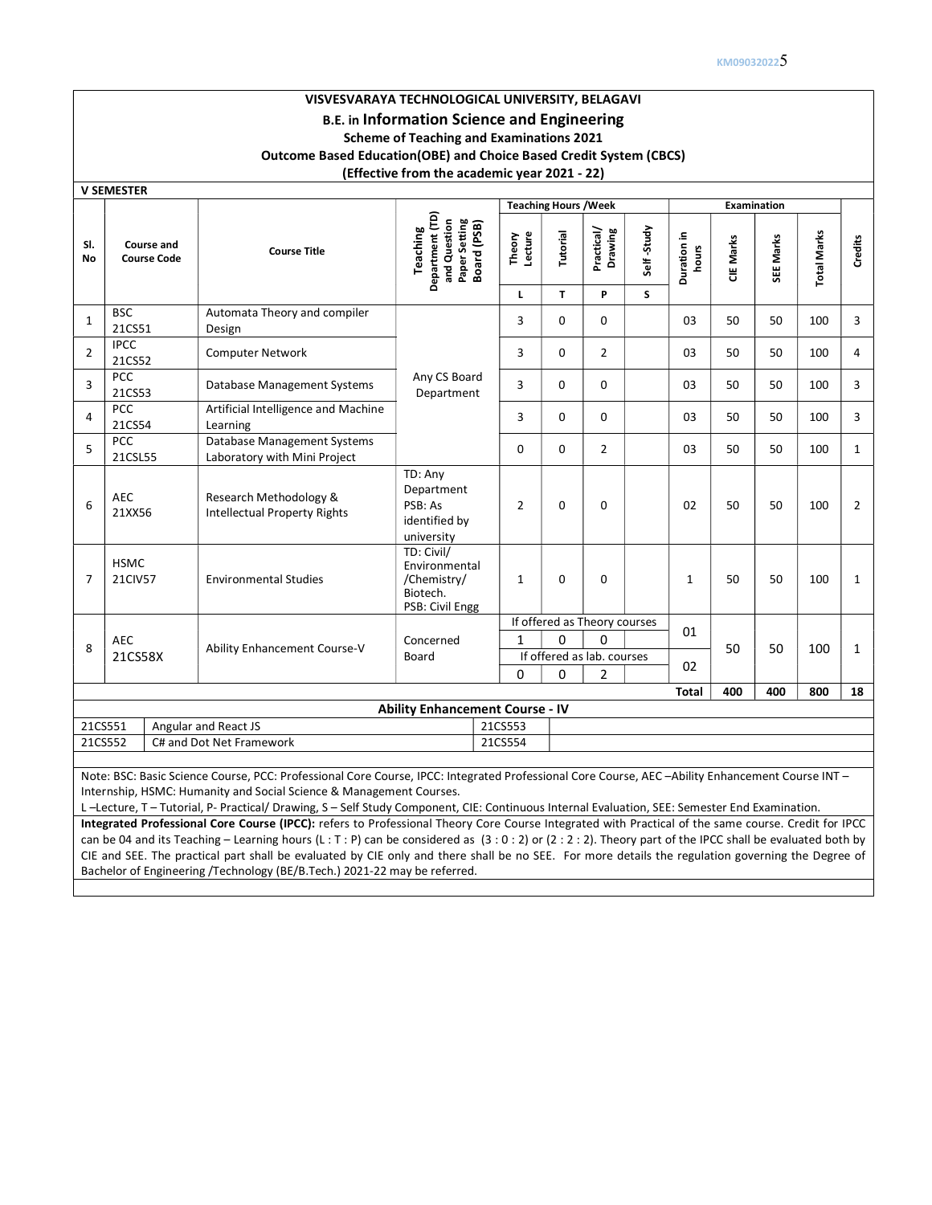**VISVESVARAYA TECHNOLOGICAL UNIVERSITY, BELAGAVI**

**B.E. in Information Science and Engineering**

**Scheme of Teaching and Examinations 2021**

**Outcome Based Education(OBE) and Choice Based Credit System (CBCS)**

**(Effective from the academic year 2021 - 22)**

**V SEMESTER**

| Sl. No | Course and Course Code | | Course Title | Teaching Department (TD) and Question Paper Setting Board (PSB) | Teaching Hours /Week | | | | Examination | | | | Credits |
|---|---|---|---|---|---|---|---|---|---|---|---|---|---|
| | | | | | Theory Lecture | Tutorial | Practical/ Drawing | Self -Study | Duration in hours | CIE Marks | SEE Marks | Total Marks | |
| | | | | | L | T | P | S | | | | | |
| 1 | BSC | 21CS51 | Automata Theory and compiler Design | Any CS Board Department | 3 | 0 | 0 | | 03 | 50 | 50 | 100 | 3 |
| 2 | IPCC | 21CS52 | Computer Network | Any CS Board Department | 3 | 0 | 2 | | 03 | 50 | 50 | 100 | 4 |
| 3 | PCC | 21CS53 | Database Management Systems | Any CS Board Department | 3 | 0 | 0 | | 03 | 50 | 50 | 100 | 3 |
| 4 | PCC | 21CS54 | Artificial Intelligence and Machine Learning | Any CS Board Department | 3 | 0 | 0 | | 03 | 50 | 50 | 100 | 3 |
| 5 | PCC | 21CSL55 | Database Management Systems Laboratory with Mini Project | Any CS Board Department | 0 | 0 | 2 | | 03 | 50 | 50 | 100 | 1 |
| 6 | AEC | 21XX56 | Research Methodology & Intellectual Property Rights | TD: Any Department PSB: As identified by university | 2 | 0 | 0 | | 02 | 50 | 50 | 100 | 2 |
| 7 | HSMC | 21CIV57 | Environmental Studies | TD: Civil/ Environmental /Chemistry/ Biotech. PSB: Civil Engg | 1 | 0 | 0 | | 1 | 50 | 50 | 100 | 1 |
| 8 | AEC | 21CS58X | Ability Enhancement Course-V | Concerned Board | If offered as Theory courses | | | | 01 | 50 | 50 | 100 | 1 |
| | | | | | 1 | 0 | 0 | | | | | | |
| | | | | | If offered as lab. courses | | | | 02 | | | | |
| | | | | | 0 | 0 | 2 | | | | | | |
| | | | | | | | | | **Total** | **400** | **400** | **800** | **18** |

**Ability Enhancement Course - IV**

| | | | |
|---|---|---|---|
| 21CS551 | Angular and React JS | 21CS553 | |
| 21CS552 | C# and Dot Net Framework | 21CS554 | |

Note: BSC: Basic Science Course, PCC: Professional Core Course, IPCC: Integrated Professional Core Course, AEC –Ability Enhancement Course INT – Internship, HSMC: Humanity and Social Science & Management Courses.

L –Lecture, T – Tutorial, P- Practical/ Drawing, S – Self Study Component, CIE: Continuous Internal Evaluation, SEE: Semester End Examination.

**Integrated Professional Core Course (IPCC):** refers to Professional Theory Core Course Integrated with Practical of the same course. Credit for IPCC can be 04 and its Teaching – Learning hours (L : T : P) can be considered as (3 : 0 : 2) or (2 : 2 : 2). Theory part of the IPCC shall be evaluated both by CIE and SEE. The practical part shall be evaluated by CIE only and there shall be no SEE. For more details the regulation governing the Degree of Bachelor of Engineering /Technology (BE/B.Tech.) 2021-22 may be referred.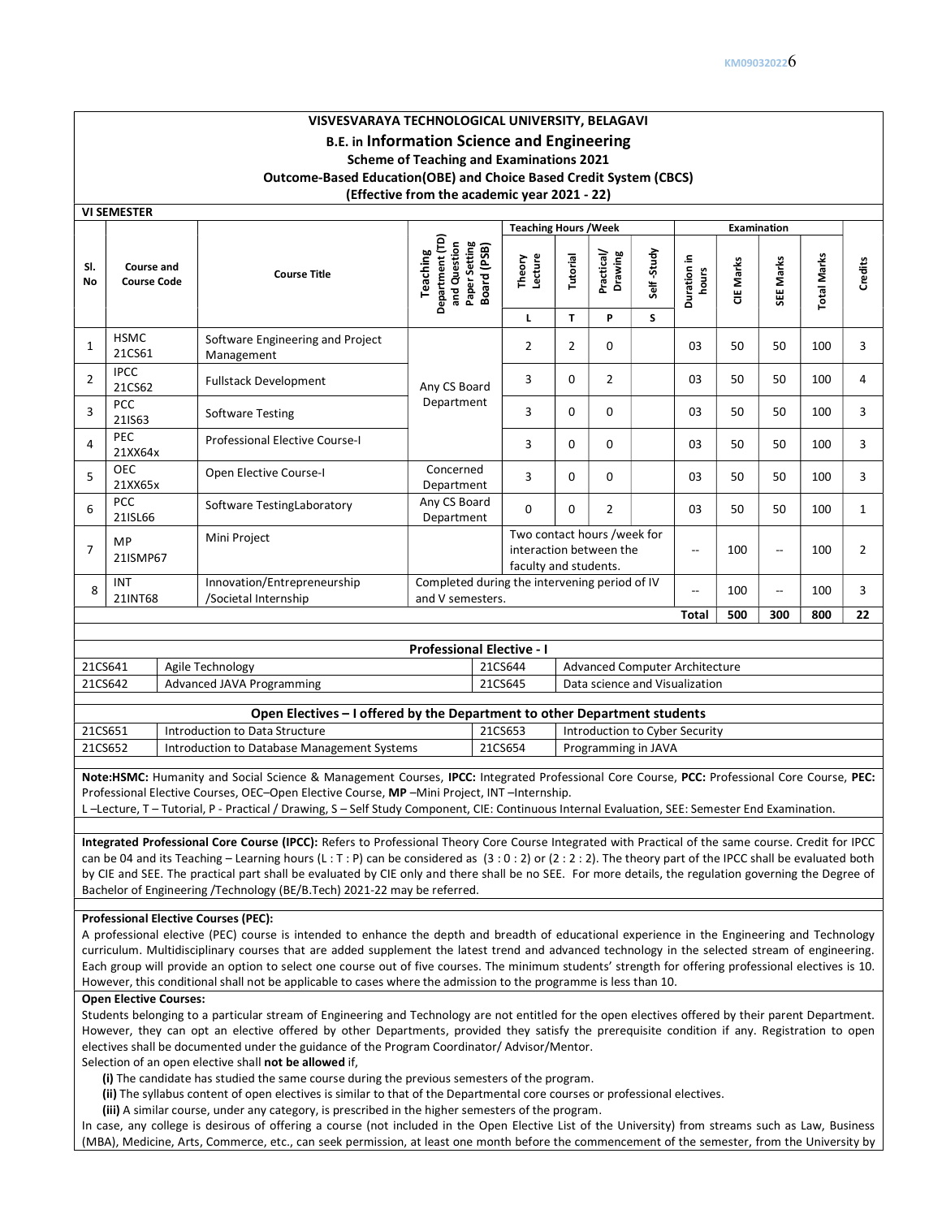**VISVESVARAYA TECHNOLOGICAL UNIVERSITY, BELAGAVI**

**B.E. in Information Science and Engineering**

**Scheme of Teaching and Examinations 2021**

**Outcome-Based Education(OBE) and Choice Based Credit System (CBCS)**

**(Effective from the academic year 2021 - 22)**

**VI SEMESTER**

| Sl. No | Course and Course Code | | Course Title | Teaching Department (TD) and Question Paper Setting Board (PSB) | Teaching Hours /Week | | | | Examination | | | | Credits |
|---|---|---|---|---|---|---|---|---|---|---|---|---|---|
| | | | | | Theory Lecture | Tutorial | Practical/ Drawing | Self -Study | Duration in hours | CIE Marks | SEE Marks | Total Marks | |
| | | | | | L | T | P | S | | | | | |
| 1 | HSMC | 21CS61 | Software Engineering and Project Management | Any CS Board Department | 2 | 2 | 0 | | 03 | 50 | 50 | 100 | 3 |
| 2 | IPCC | 21CS62 | Fullstack Development | Any CS Board Department | 3 | 0 | 2 | | 03 | 50 | 50 | 100 | 4 |
| 3 | PCC | 21IS63 | Software Testing | Any CS Board Department | 3 | 0 | 0 | | 03 | 50 | 50 | 100 | 3 |
| 4 | PEC | 21XX64x | Professional Elective Course-I | Any CS Board Department | 3 | 0 | 0 | | 03 | 50 | 50 | 100 | 3 |
| 5 | OEC | 21XX65x | Open Elective Course-I | Concerned Department | 3 | 0 | 0 | | 03 | 50 | 50 | 100 | 3 |
| 6 | PCC | 21ISL66 | Software TestingLaboratory | Any CS Board Department | 0 | 0 | 2 | | 03 | 50 | 50 | 100 | 1 |
| 7 | MP | 21ISMP67 | Mini Project | | Two contact hours /week for interaction between the faculty and students. | | | | -- | 100 | -- | 100 | 2 |
| 8 | INT | 21INT68 | Innovation/Entrepreneurship /Societal Internship | Completed during the intervening period of IV and V semesters. | | | | | -- | 100 | -- | 100 | 3 |
| | | | | | | | | | **Total** | **500** | **300** | **800** | **22** |

**Professional Elective - I**

| | | | |
|---|---|---|---|
| 21CS641 | Agile Technology | 21CS644 | Advanced Computer Architecture |
| 21CS642 | Advanced JAVA Programming | 21CS645 | Data science and Visualization |

**Open Electives – I offered by the Department to other Department students**

| | | | |
|---|---|---|---|
| 21CS651 | Introduction to Data Structure | 21CS653 | Introduction to Cyber Security |
| 21CS652 | Introduction to Database Management Systems | 21CS654 | Programming in JAVA |

**Note:HSMC:** Humanity and Social Science & Management Courses, **IPCC:** Integrated Professional Core Course, **PCC:** Professional Core Course, **PEC:** Professional Elective Courses, OEC–Open Elective Course, **MP** –Mini Project, INT –Internship.
L –Lecture, T – Tutorial, P - Practical / Drawing, S – Self Study Component, CIE: Continuous Internal Evaluation, SEE: Semester End Examination.

**Integrated Professional Core Course (IPCC):** Refers to Professional Theory Core Course Integrated with Practical of the same course. Credit for IPCC can be 04 and its Teaching – Learning hours (L : T : P) can be considered as (3 : 0 : 2) or (2 : 2 : 2). The theory part of the IPCC shall be evaluated both by CIE and SEE. The practical part shall be evaluated by CIE only and there shall be no SEE. For more details, the regulation governing the Degree of Bachelor of Engineering /Technology (BE/B.Tech) 2021-22 may be referred.

**Professional Elective Courses (PEC):**
A professional elective (PEC) course is intended to enhance the depth and breadth of educational experience in the Engineering and Technology curriculum. Multidisciplinary courses that are added supplement the latest trend and advanced technology in the selected stream of engineering. Each group will provide an option to select one course out of five courses. The minimum students' strength for offering professional electives is 10. However, this conditional shall not be applicable to cases where the admission to the programme is less than 10.

**Open Elective Courses:**
Students belonging to a particular stream of Engineering and Technology are not entitled for the open electives offered by their parent Department. However, they can opt an elective offered by other Departments, provided they satisfy the prerequisite condition if any. Registration to open electives shall be documented under the guidance of the Program Coordinator/ Advisor/Mentor.
Selection of an open elective shall **not be allowed** if,

**(i)** The candidate has studied the same course during the previous semesters of the program.
**(ii)** The syllabus content of open electives is similar to that of the Departmental core courses or professional electives.
**(iii)** A similar course, under any category, is prescribed in the higher semesters of the program.

In case, any college is desirous of offering a course (not included in the Open Elective List of the University) from streams such as Law, Business (MBA), Medicine, Arts, Commerce, etc., can seek permission, at least one month before the commencement of the semester, from the University by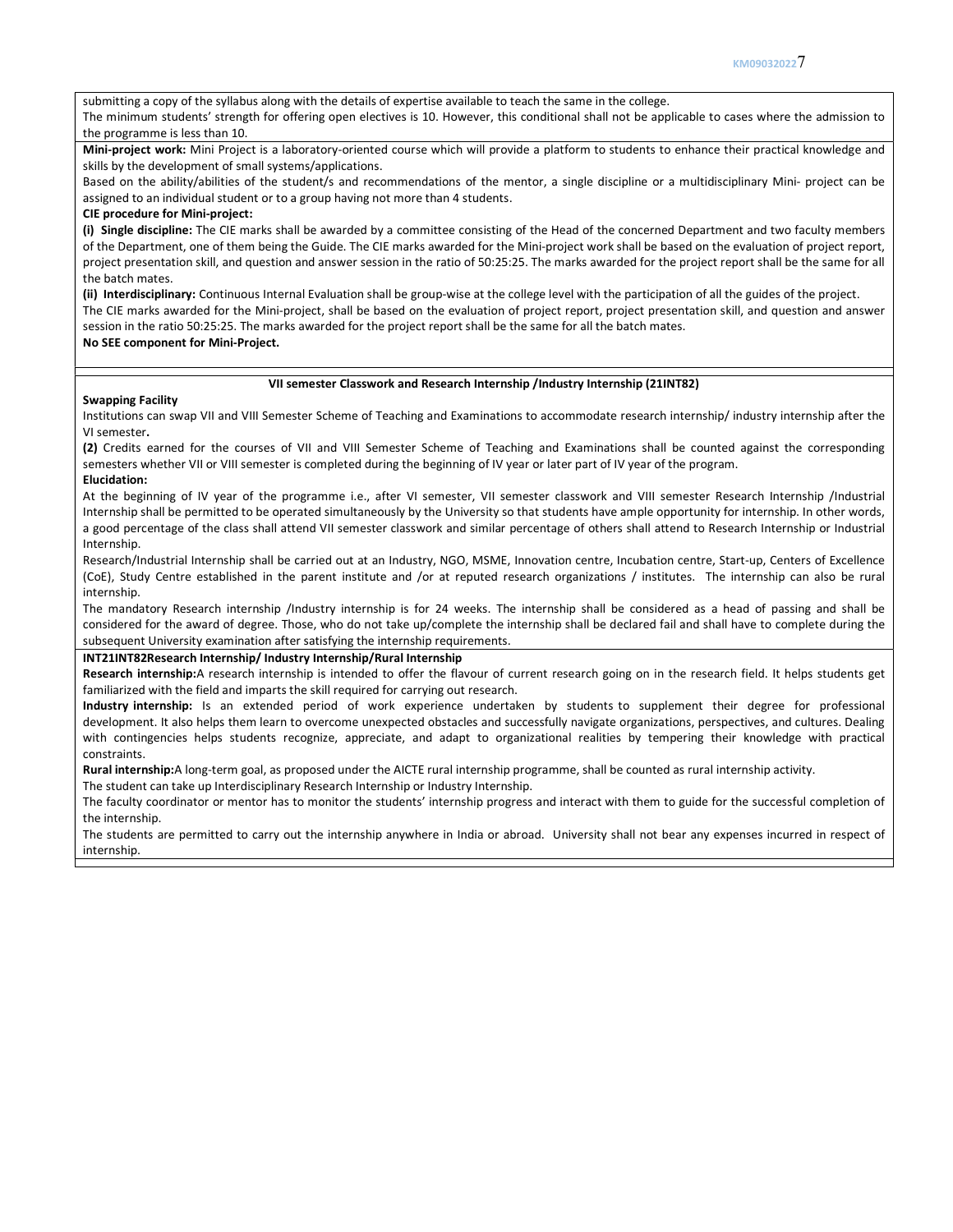submitting a copy of the syllabus along with the details of expertise available to teach the same in the college.

The minimum students' strength for offering open electives is 10. However, this conditional shall not be applicable to cases where the admission to the programme is less than 10.

**Mini-project work:** Mini Project is a laboratory-oriented course which will provide a platform to students to enhance their practical knowledge and skills by the development of small systems/applications.

Based on the ability/abilities of the student/s and recommendations of the mentor, a single discipline or a multidisciplinary Mini- project can be assigned to an individual student or to a group having not more than 4 students.

**CIE procedure for Mini-project:**

**(i) Single discipline:** The CIE marks shall be awarded by a committee consisting of the Head of the concerned Department and two faculty members of the Department, one of them being the Guide. The CIE marks awarded for the Mini-project work shall be based on the evaluation of project report, project presentation skill, and question and answer session in the ratio of 50:25:25. The marks awarded for the project report shall be the same for all the batch mates.

**(ii) Interdisciplinary:** Continuous Internal Evaluation shall be group-wise at the college level with the participation of all the guides of the project.

The CIE marks awarded for the Mini-project, shall be based on the evaluation of project report, project presentation skill, and question and answer session in the ratio 50:25:25. The marks awarded for the project report shall be the same for all the batch mates.

**No SEE component for Mini-Project.**

**VII semester Classwork and Research Internship /Industry Internship (21INT82)**

**Swapping Facility**

Institutions can swap VII and VIII Semester Scheme of Teaching and Examinations to accommodate research internship/ industry internship after the VI semester**.**

**(2)** Credits earned for the courses of VII and VIII Semester Scheme of Teaching and Examinations shall be counted against the corresponding semesters whether VII or VIII semester is completed during the beginning of IV year or later part of IV year of the program.

**Elucidation:**

At the beginning of IV year of the programme i.e., after VI semester, VII semester classwork and VIII semester Research Internship /Industrial Internship shall be permitted to be operated simultaneously by the University so that students have ample opportunity for internship. In other words, a good percentage of the class shall attend VII semester classwork and similar percentage of others shall attend to Research Internship or Industrial Internship.

Research/Industrial Internship shall be carried out at an Industry, NGO, MSME, Innovation centre, Incubation centre, Start-up, Centers of Excellence (CoE), Study Centre established in the parent institute and /or at reputed research organizations / institutes. The internship can also be rural internship.

The mandatory Research internship /Industry internship is for 24 weeks. The internship shall be considered as a head of passing and shall be considered for the award of degree. Those, who do not take up/complete the internship shall be declared fail and shall have to complete during the subsequent University examination after satisfying the internship requirements.

**INT21INT82Research Internship/ Industry Internship/Rural Internship**

**Research internship:**A research internship is intended to offer the flavour of current research going on in the research field. It helps students get familiarized with the field and imparts the skill required for carrying out research.

**Industry internship:** Is an extended period of work experience undertaken by students to supplement their degree for professional development. It also helps them learn to overcome unexpected obstacles and successfully navigate organizations, perspectives, and cultures. Dealing with contingencies helps students recognize, appreciate, and adapt to organizational realities by tempering their knowledge with practical constraints.

**Rural internship:**A long-term goal, as proposed under the AICTE rural internship programme, shall be counted as rural internship activity.

The student can take up Interdisciplinary Research Internship or Industry Internship.

The faculty coordinator or mentor has to monitor the students' internship progress and interact with them to guide for the successful completion of the internship.

The students are permitted to carry out the internship anywhere in India or abroad. University shall not bear any expenses incurred in respect of internship.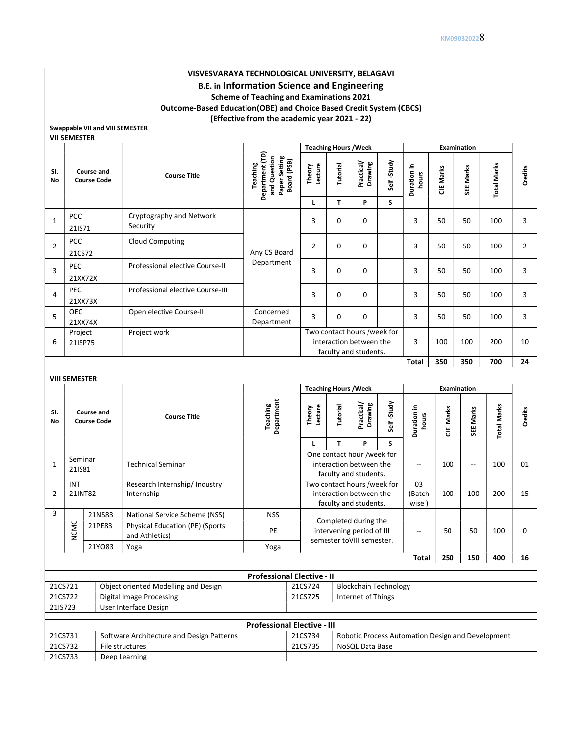# VISVESVARAYA TECHNOLOGICAL UNIVERSITY, BELAGAVI

## B.E. in Information Science and Engineering

### Scheme of Teaching and Examinations 2021

### Outcome-Based Education(OBE) and Choice Based Credit System (CBCS)

### (Effective from the academic year 2021 - 22)

**Swappable VII and VIII SEMESTER**

**VII SEMESTER**

| Sl. No | Course and Course Code | | Course Title | Teaching Department (TD) and Question Paper Setting Board (PSB) | Teaching Hours /Week | | | | Examination | | | | Credits |
|---|---|---|---|---|---|---|---|---|---|---|---|---|---|
| | | | | | Theory Lecture | Tutorial | Practical/ Drawing | Self -Study | Duration in hours | CIE Marks | SEE Marks | Total Marks | |
| | | | | | L | T | P | S | | | | | |
| 1 | PCC | 21IS71 | Cryptography and Network Security | Any CS Board Department | 3 | 0 | 0 | | 3 | 50 | 50 | 100 | 3 |
| 2 | PCC | 21CS72 | Cloud Computing | | 2 | 0 | 0 | | 3 | 50 | 50 | 100 | 2 |
| 3 | PEC | 21XX72X | Professional elective Course-II | | 3 | 0 | 0 | | 3 | 50 | 50 | 100 | 3 |
| 4 | PEC | 21XX73X | Professional elective Course-III | | 3 | 0 | 0 | | 3 | 50 | 50 | 100 | 3 |
| 5 | OEC | 21XX74X | Open elective Course-II | Concerned Department | 3 | 0 | 0 | | 3 | 50 | 50 | 100 | 3 |
| 6 | Project | 21ISP75 | Project work | | Two contact hours /week for interaction between the faculty and students. | | | | 3 | 100 | 100 | 200 | 10 |
| | | | | | | | | | Total | 350 | 350 | 700 | 24 |

**VIII SEMESTER**

| Sl. No | Course and Course Code | | Course Title | Teaching Department | Teaching Hours /Week | | | | Examination | | | | Credits |
|---|---|---|---|---|---|---|---|---|---|---|---|---|---|
| | | | | | Theory Lecture | Tutorial | Practical/ Drawing | Self -Study | Duration in hours | CIE Marks | SEE Marks | Total Marks | |
| | | | | | L | T | P | S | | | | | |
| 1 | Seminar | 21IS81 | Technical Seminar | | One contact hour /week for interaction between the faculty and students. | | | | -- | 100 | -- | 100 | 01 |
| 2 | INT | 21INT82 | Research Internship/ Industry Internship | | Two contact hours /week for interaction between the faculty and students. | | | | 03 (Batch wise ) | 100 | 100 | 200 | 15 |
| 3 | NCMC | 21NS83 | National Service Scheme (NSS) | NSS | Completed during the intervening period of III semester toVIII semester. | | | | -- | 50 | 50 | 100 | 0 |
| | NCMC | 21PE83 | Physical Education (PE) (Sports and Athletics) | PE | | | | | | | | | |
| | NCMC | 21YO83 | Yoga | Yoga | | | | | | | | | |
| | | | | | | | | | Total | 250 | 150 | 400 | 16 |

| Professional Elective - II | | | |
|---|---|---|---|
| 21CS721 | Object oriented Modelling and Design | 21CS724 | Blockchain Technology |
| 21CS722 | Digital Image Processing | 21CS725 | Internet of Things |
| 21IS723 | User Interface Design | | |

| Professional Elective - III | | | |
|---|---|---|---|
| 21CS731 | Software Architecture and Design Patterns | 21CS734 | Robotic Process Automation Design and Development |
| 21CS732 | File structures | 21CS735 | NoSQL Data Base |
| 21CS733 | Deep Learning | | |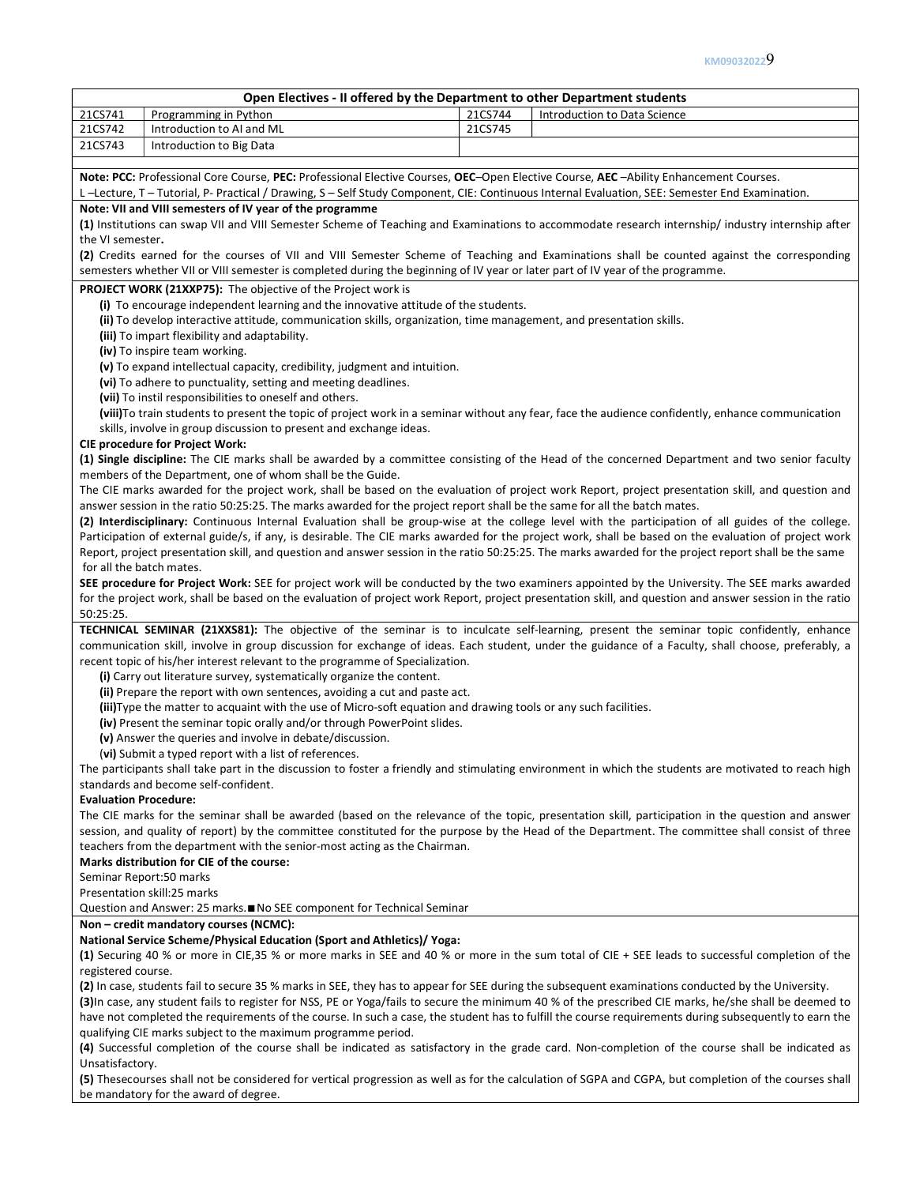| Open Electives - II offered by the Department to other Department students | | | |
|---|---|---|---|
| 21CS741 | Programming in Python | 21CS744 | Introduction to Data Science |
| 21CS742 | Introduction to AI and ML | 21CS745 | |
| 21CS743 | Introduction to Big Data | | |

**Note: PCC:** Professional Core Course, **PEC:** Professional Elective Courses, **OEC**–Open Elective Course, **AEC** –Ability Enhancement Courses.
L –Lecture, T – Tutorial, P- Practical / Drawing, S – Self Study Component, CIE: Continuous Internal Evaluation, SEE: Semester End Examination.

**Note: VII and VIII semesters of IV year of the programme**

**(1)** Institutions can swap VII and VIII Semester Scheme of Teaching and Examinations to accommodate research internship/ industry internship after the VI semester**.**

**(2)** Credits earned for the courses of VII and VIII Semester Scheme of Teaching and Examinations shall be counted against the corresponding semesters whether VII or VIII semester is completed during the beginning of IV year or later part of IV year of the programme.

**PROJECT WORK (21XXP75):** The objective of the Project work is

**(i)** To encourage independent learning and the innovative attitude of the students.
**(ii)** To develop interactive attitude, communication skills, organization, time management, and presentation skills.
**(iii)** To impart flexibility and adaptability.
**(iv)** To inspire team working.
**(v)** To expand intellectual capacity, credibility, judgment and intuition.
**(vi)** To adhere to punctuality, setting and meeting deadlines.
**(vii)** To instil responsibilities to oneself and others.
**(viii)**To train students to present the topic of project work in a seminar without any fear, face the audience confidently, enhance communication skills, involve in group discussion to present and exchange ideas.

**CIE procedure for Project Work:**

**(1) Single discipline:** The CIE marks shall be awarded by a committee consisting of the Head of the concerned Department and two senior faculty members of the Department, one of whom shall be the Guide.
The CIE marks awarded for the project work, shall be based on the evaluation of project work Report, project presentation skill, and question and answer session in the ratio 50:25:25. The marks awarded for the project report shall be the same for all the batch mates.

**(2) Interdisciplinary:** Continuous Internal Evaluation shall be group-wise at the college level with the participation of all guides of the college. Participation of external guide/s, if any, is desirable. The CIE marks awarded for the project work, shall be based on the evaluation of project work Report, project presentation skill, and question and answer session in the ratio 50:25:25. The marks awarded for the project report shall be the same for all the batch mates.

**SEE procedure for Project Work:** SEE for project work will be conducted by the two examiners appointed by the University. The SEE marks awarded for the project work, shall be based on the evaluation of project work Report, project presentation skill, and question and answer session in the ratio 50:25:25.

**TECHNICAL SEMINAR (21XXS81):** The objective of the seminar is to inculcate self-learning, present the seminar topic confidently, enhance communication skill, involve in group discussion for exchange of ideas. Each student, under the guidance of a Faculty, shall choose, preferably, a recent topic of his/her interest relevant to the programme of Specialization.

**(i)** Carry out literature survey, systematically organize the content.
**(ii)** Prepare the report with own sentences, avoiding a cut and paste act.
**(iii)**Type the matter to acquaint with the use of Micro-soft equation and drawing tools or any such facilities.
**(iv)** Present the seminar topic orally and/or through PowerPoint slides.
**(v)** Answer the queries and involve in debate/discussion.
**(vi)** Submit a typed report with a list of references.

The participants shall take part in the discussion to foster a friendly and stimulating environment in which the students are motivated to reach high standards and become self-confident.

**Evaluation Procedure:**

The CIE marks for the seminar shall be awarded (based on the relevance of the topic, presentation skill, participation in the question and answer session, and quality of report) by the committee constituted for the purpose by the Head of the Department. The committee shall consist of three teachers from the department with the senior-most acting as the Chairman.

**Marks distribution for CIE of the course:**

Seminar Report:50 marks
Presentation skill:25 marks
Question and Answer: 25 marks.■No SEE component for Technical Seminar

**Non – credit mandatory courses (NCMC):**

**National Service Scheme/Physical Education (Sport and Athletics)/ Yoga:**

**(1)** Securing 40 % or more in CIE,35 % or more marks in SEE and 40 % or more in the sum total of CIE + SEE leads to successful completion of the registered course.

**(2)** In case, students fail to secure 35 % marks in SEE, they has to appear for SEE during the subsequent examinations conducted by the University.

**(3)**In case, any student fails to register for NSS, PE or Yoga/fails to secure the minimum 40 % of the prescribed CIE marks, he/she shall be deemed to have not completed the requirements of the course. In such a case, the student has to fulfill the course requirements during subsequently to earn the qualifying CIE marks subject to the maximum programme period.

**(4)** Successful completion of the course shall be indicated as satisfactory in the grade card. Non-completion of the course shall be indicated as Unsatisfactory.

**(5)** Thesecourses shall not be considered for vertical progression as well as for the calculation of SGPA and CGPA, but completion of the courses shall be mandatory for the award of degree.